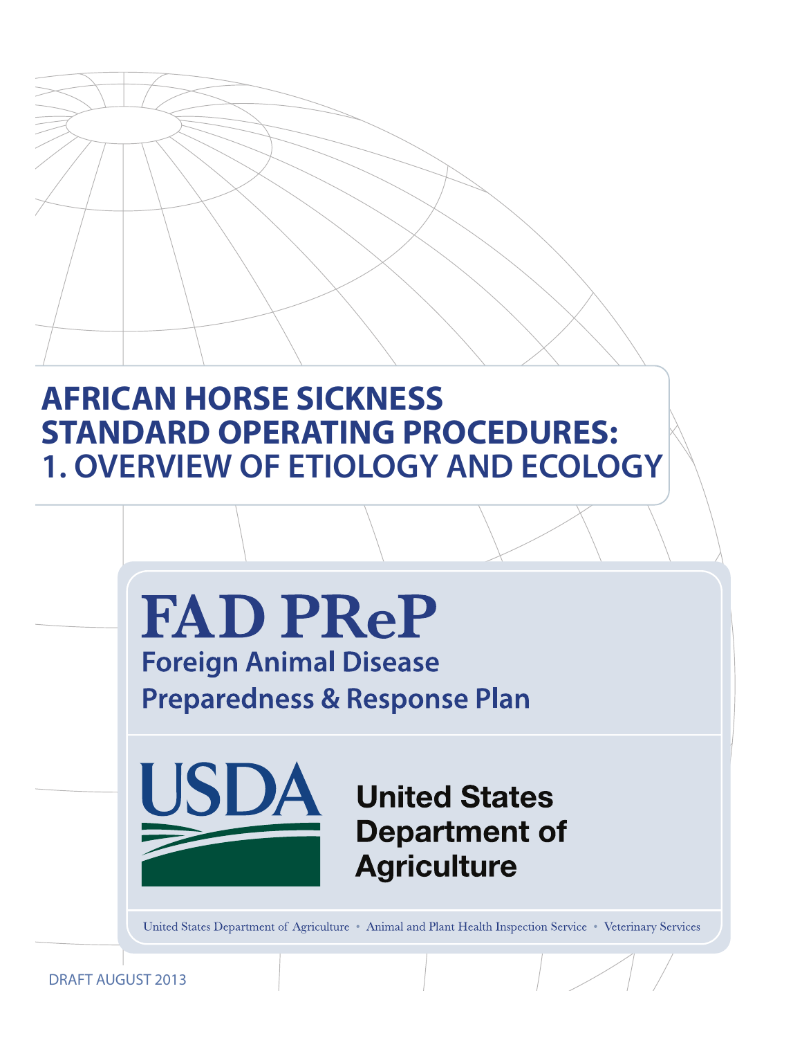# AFRICAN HORSE SICKNESS STANDARD OPERATING PROCEDURES: 1. OVERVIEW OF ETIOLOGY AND ECOLOGY

**FAD PReP**

**Foreign Animal Disease Preparedness & Response Plan**

**USDA**

**United States Department of Agriculture**

United States Department of Agriculture • Animal and Plant Health Inspection Service • Veterinary Services

DRAFT AUGUST 2013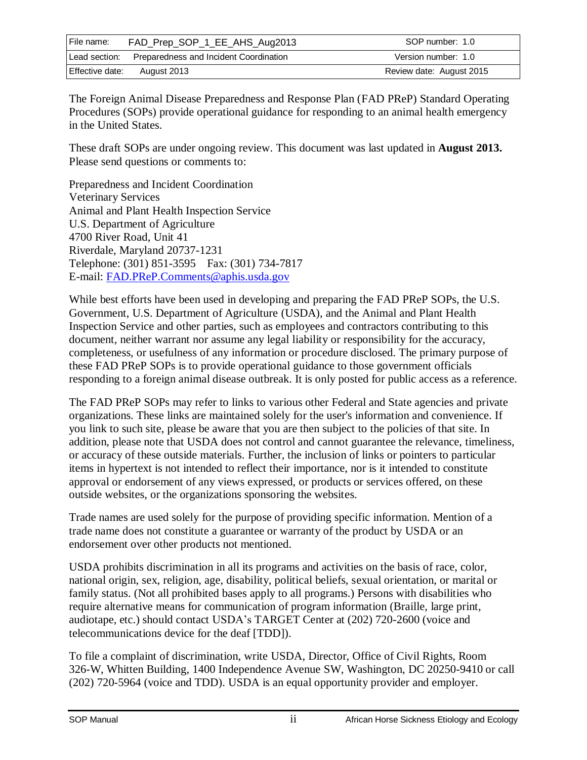The Foreign Animal Disease Preparedness and Response Plan (FAD PReP) Standard Operating Procedures (SOPs) provide operational guidance for responding to an animal health emergency in the United States.

These draft SOPs are under ongoing review. This document was last updated in **August 2013.** Please send questions or comments to:

Preparedness and Incident Coordination
Veterinary Services
Animal and Plant Health Inspection Service
U.S. Department of Agriculture
4700 River Road, Unit 41
Riverdale, Maryland 20737-1231
Telephone: (301) 851-3595 Fax: (301) 734-7817
E-mail: [FAD.PReP.Comments@aphis.usda.gov](mailto:FAD.PReP.Comments@aphis.usda.gov)

While best efforts have been used in developing and preparing the FAD PReP SOPs, the U.S. Government, U.S. Department of Agriculture (USDA), and the Animal and Plant Health Inspection Service and other parties, such as employees and contractors contributing to this document, neither warrant nor assume any legal liability or responsibility for the accuracy, completeness, or usefulness of any information or procedure disclosed. The primary purpose of these FAD PReP SOPs is to provide operational guidance to those government officials responding to a foreign animal disease outbreak. It is only posted for public access as a reference.

The FAD PReP SOPs may refer to links to various other Federal and State agencies and private organizations. These links are maintained solely for the user's information and convenience. If you link to such site, please be aware that you are then subject to the policies of that site. In addition, please note that USDA does not control and cannot guarantee the relevance, timeliness, or accuracy of these outside materials. Further, the inclusion of links or pointers to particular items in hypertext is not intended to reflect their importance, nor is it intended to constitute approval or endorsement of any views expressed, or products or services offered, on these outside websites, or the organizations sponsoring the websites.

Trade names are used solely for the purpose of providing specific information. Mention of a trade name does not constitute a guarantee or warranty of the product by USDA or an endorsement over other products not mentioned.

USDA prohibits discrimination in all its programs and activities on the basis of race, color, national origin, sex, religion, age, disability, political beliefs, sexual orientation, or marital or family status. (Not all prohibited bases apply to all programs.) Persons with disabilities who require alternative means for communication of program information (Braille, large print, audiotape, etc.) should contact USDA's TARGET Center at (202) 720-2600 (voice and telecommunications device for the deaf [TDD]).

To file a complaint of discrimination, write USDA, Director, Office of Civil Rights, Room 326-W, Whitten Building, 1400 Independence Avenue SW, Washington, DC 20250-9410 or call (202) 720-5964 (voice and TDD). USDA is an equal opportunity provider and employer.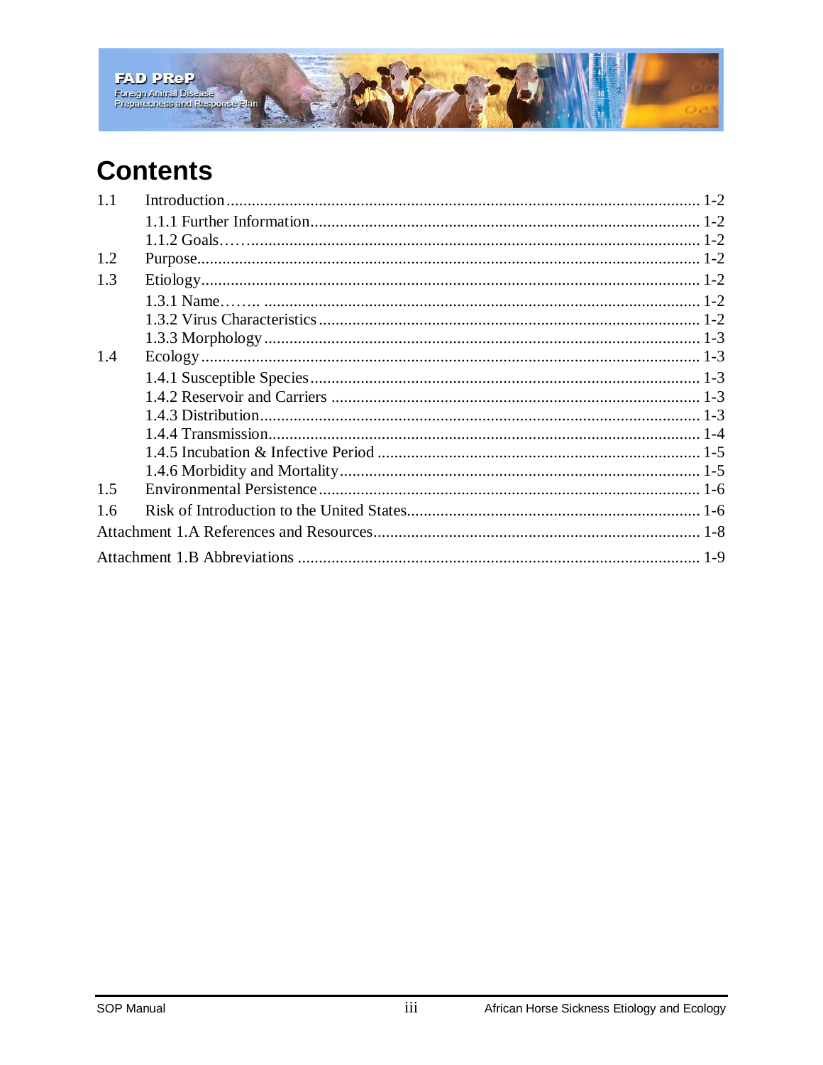# Contents

1.1 Introduction ........................................................ 1-2
   1.1.1 Further Information ........................................ 1-2
   1.1.2 Goals ...................................................... 1-2
1.2 Purpose ............................................................. 1-2
1.3 Etiology ............................................................ 1-2
   1.3.1 Name ....................................................... 1-2
   1.3.2 Virus Characteristics ...................................... 1-2
   1.3.3 Morphology ................................................. 1-3
1.4 Ecology ............................................................. 1-3
   1.4.1 Susceptible Species ........................................ 1-3
   1.4.2 Reservoir and Carriers ..................................... 1-3
   1.4.3 Distribution ............................................... 1-3
   1.4.4 Transmission ............................................... 1-4
   1.4.5 Incubation & Infective Period .............................. 1-5
   1.4.6 Morbidity and Mortality .................................... 1-5
1.5 Environmental Persistence ........................................... 1-6
1.6 Risk of Introduction to the United States ........................... 1-6
Attachment 1.A References and Resources ................................. 1-8
Attachment 1.B Abbreviations ............................................ 1-9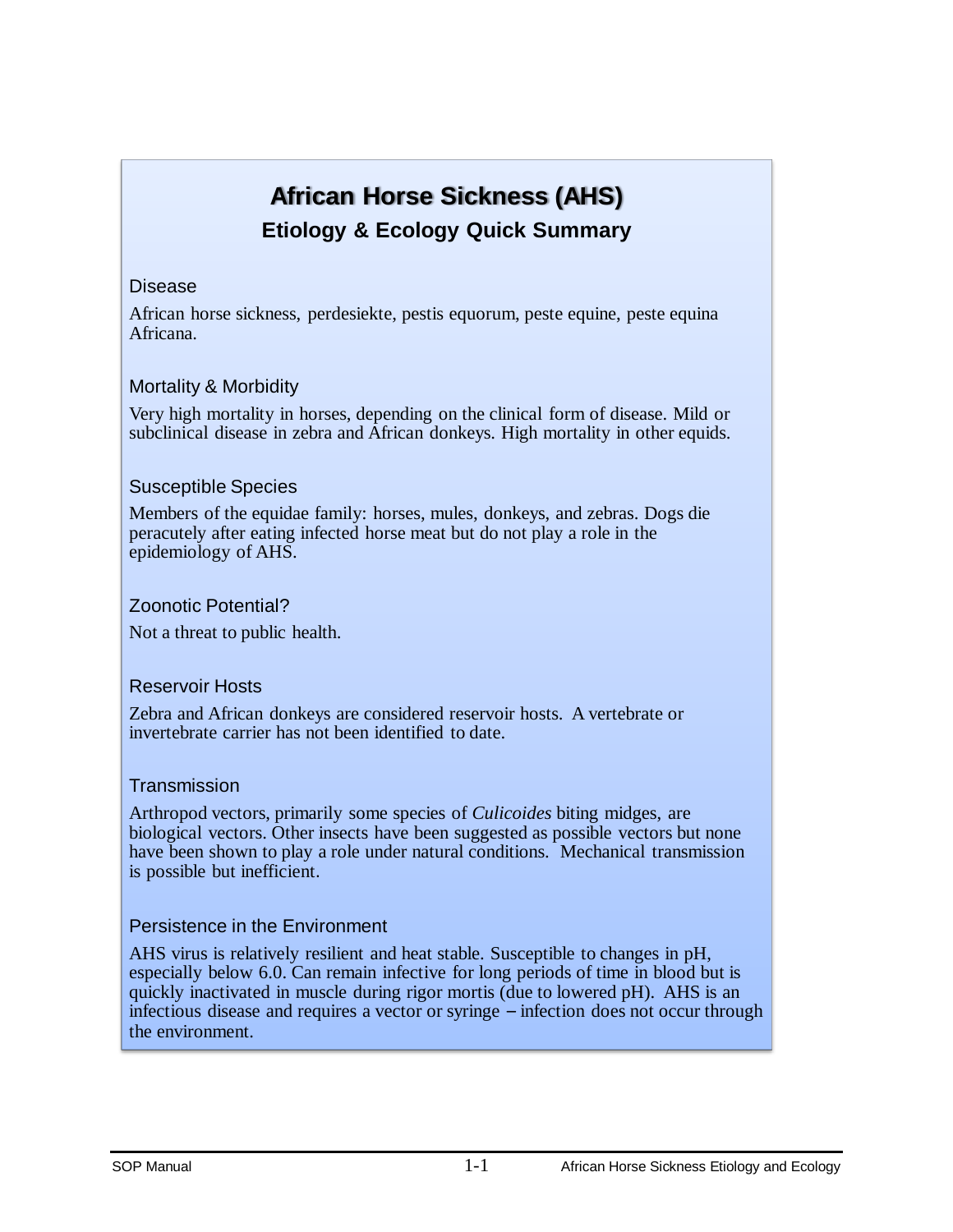# African Horse Sickness (AHS)

## Etiology & Ecology Quick Summary

### Disease

African horse sickness, perdesiekte, pestis equorum, peste equine, peste equina Africana.

### Mortality & Morbidity

Very high mortality in horses, depending on the clinical form of disease. Mild or subclinical disease in zebra and African donkeys. High mortality in other equids.

### Susceptible Species

Members of the equidae family: horses, mules, donkeys, and zebras. Dogs die peracutely after eating infected horse meat but do not play a role in the epidemiology of AHS.

### Zoonotic Potential?

Not a threat to public health.

### Reservoir Hosts

Zebra and African donkeys are considered reservoir hosts. A vertebrate or invertebrate carrier has not been identified to date.

### Transmission

Arthropod vectors, primarily some species of *Culicoides* biting midges, are biological vectors. Other insects have been suggested as possible vectors but none have been shown to play a role under natural conditions. Mechanical transmission is possible but inefficient.

### Persistence in the Environment

AHS virus is relatively resilient and heat stable. Susceptible to changes in pH, especially below 6.0. Can remain infective for long periods of time in blood but is quickly inactivated in muscle during rigor mortis (due to lowered pH). AHS is an infectious disease and requires a vector or syringe – infection does not occur through the environment.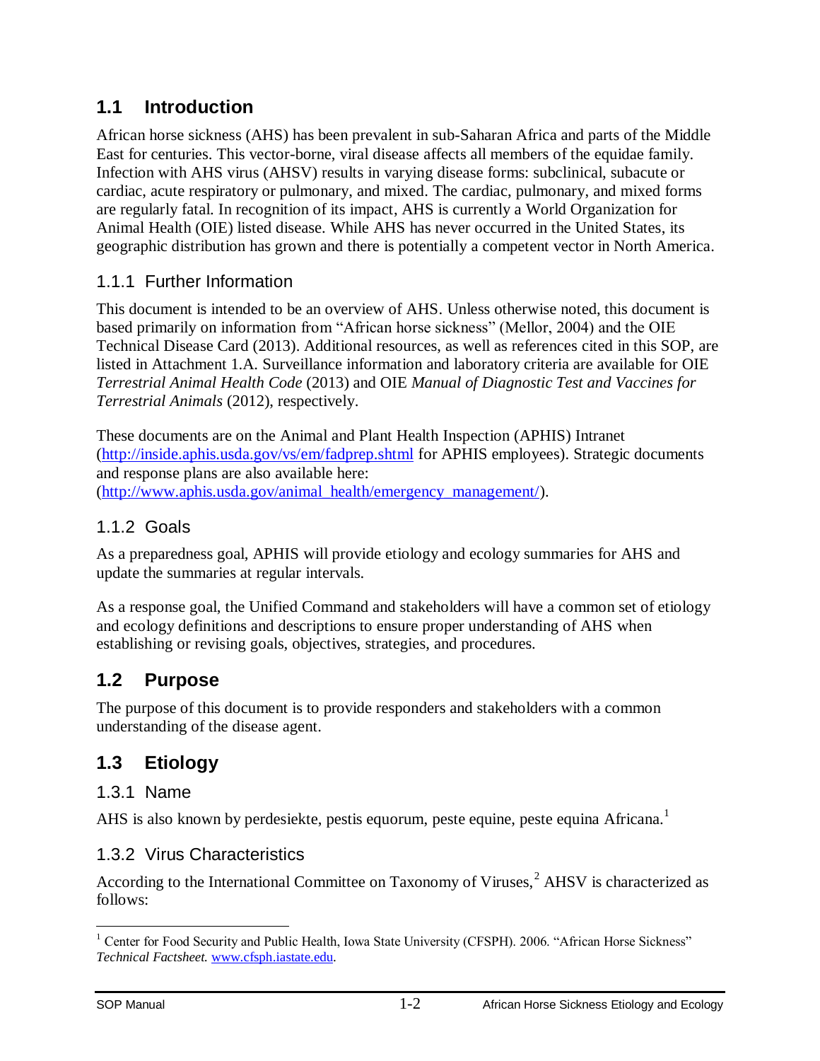## 1.1 Introduction

African horse sickness (AHS) has been prevalent in sub-Saharan Africa and parts of the Middle East for centuries. This vector-borne, viral disease affects all members of the equidae family. Infection with AHS virus (AHSV) results in varying disease forms: subclinical, subacute or cardiac, acute respiratory or pulmonary, and mixed. The cardiac, pulmonary, and mixed forms are regularly fatal. In recognition of its impact, AHS is currently a World Organization for Animal Health (OIE) listed disease. While AHS has never occurred in the United States, its geographic distribution has grown and there is potentially a competent vector in North America.

### 1.1.1 Further Information

This document is intended to be an overview of AHS. Unless otherwise noted, this document is based primarily on information from "African horse sickness" (Mellor, 2004) and the OIE Technical Disease Card (2013). Additional resources, as well as references cited in this SOP, are listed in Attachment 1.A. Surveillance information and laboratory criteria are available for OIE *Terrestrial Animal Health Code* (2013) and OIE *Manual of Diagnostic Test and Vaccines for Terrestrial Animals* (2012), respectively.

These documents are on the Animal and Plant Health Inspection (APHIS) Intranet (http://inside.aphis.usda.gov/vs/em/fadprep.shtml for APHIS employees). Strategic documents and response plans are also available here: (http://www.aphis.usda.gov/animal_health/emergency_management/).

### 1.1.2 Goals

As a preparedness goal, APHIS will provide etiology and ecology summaries for AHS and update the summaries at regular intervals.

As a response goal, the Unified Command and stakeholders will have a common set of etiology and ecology definitions and descriptions to ensure proper understanding of AHS when establishing or revising goals, objectives, strategies, and procedures.

## 1.2 Purpose

The purpose of this document is to provide responders and stakeholders with a common understanding of the disease agent.

## 1.3 Etiology

### 1.3.1 Name

AHS is also known by perdesiekte, pestis equorum, peste equine, peste equina Africana.[1]

### 1.3.2 Virus Characteristics

According to the International Committee on Taxonomy of Viruses,[2] AHSV is characterized as follows:

---

[1] Center for Food Security and Public Health, Iowa State University (CFSPH). 2006. "African Horse Sickness" *Technical Factsheet.* www.cfsph.iastate.edu.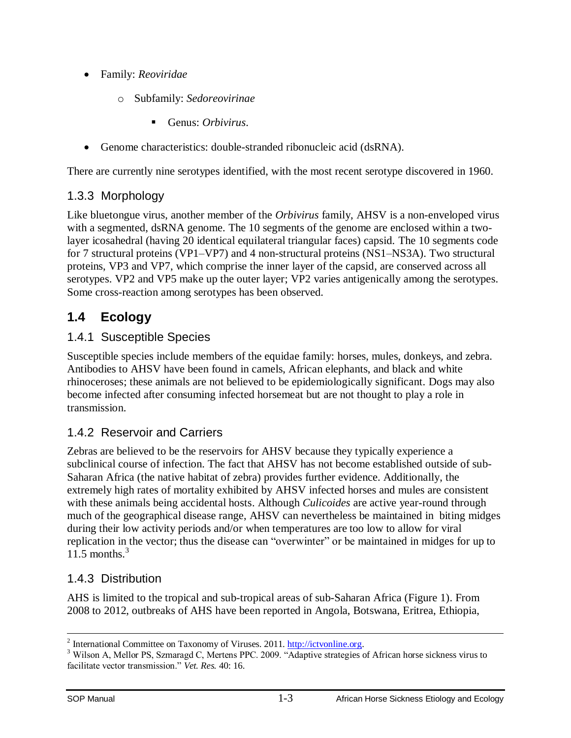- Family: *Reoviridae*
    - Subfamily: *Sedoreovirinae*
        - Genus: *Orbivirus*.
- Genome characteristics: double-stranded ribonucleic acid (dsRNA).

There are currently nine serotypes identified, with the most recent serotype discovered in 1960.

### 1.3.3 Morphology

Like bluetongue virus, another member of the *Orbivirus* family, AHSV is a non-enveloped virus with a segmented, dsRNA genome. The 10 segments of the genome are enclosed within a two-layer icosahedral (having 20 identical equilateral triangular faces) capsid. The 10 segments code for 7 structural proteins (VP1–VP7) and 4 non-structural proteins (NS1–NS3A). Two structural proteins, VP3 and VP7, which comprise the inner layer of the capsid, are conserved across all serotypes. VP2 and VP5 make up the outer layer; VP2 varies antigenically among the serotypes. Some cross-reaction among serotypes has been observed.

## 1.4 Ecology

### 1.4.1 Susceptible Species

Susceptible species include members of the equidae family: horses, mules, donkeys, and zebra. Antibodies to AHSV have been found in camels, African elephants, and black and white rhinoceroses; these animals are not believed to be epidemiologically significant. Dogs may also become infected after consuming infected horsemeat but are not thought to play a role in transmission.

### 1.4.2 Reservoir and Carriers

Zebras are believed to be the reservoirs for AHSV because they typically experience a subclinical course of infection. The fact that AHSV has not become established outside of sub-Saharan Africa (the native habitat of zebra) provides further evidence. Additionally, the extremely high rates of mortality exhibited by AHSV infected horses and mules are consistent with these animals being accidental hosts. Although *Culicoides* are active year-round through much of the geographical disease range, AHSV can nevertheless be maintained in biting midges during their low activity periods and/or when temperatures are too low to allow for viral replication in the vector; thus the disease can "overwinter" or be maintained in midges for up to 11.5 months.[3]

### 1.4.3 Distribution

AHS is limited to the tropical and sub-tropical areas of sub-Saharan Africa (Figure 1). From 2008 to 2012, outbreaks of AHS have been reported in Angola, Botswana, Eritrea, Ethiopia,

---

[2] International Committee on Taxonomy of Viruses. 2011. http://ictvonline.org.

[3] Wilson A, Mellor PS, Szmaragd C, Mertens PPC. 2009. "Adaptive strategies of African horse sickness virus to facilitate vector transmission." *Vet. Res.* 40: 16.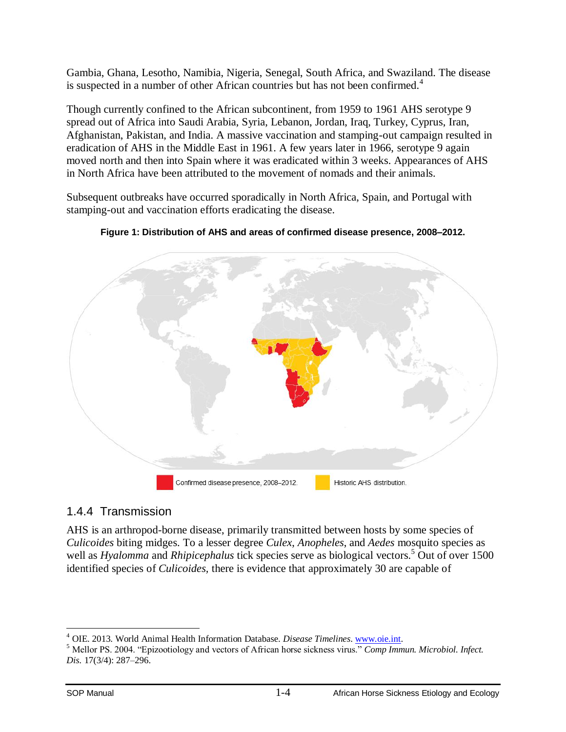Gambia, Ghana, Lesotho, Namibia, Nigeria, Senegal, South Africa, and Swaziland. The disease is suspected in a number of other African countries but has not been confirmed.[4]

Though currently confined to the African subcontinent, from 1959 to 1961 AHS serotype 9 spread out of Africa into Saudi Arabia, Syria, Lebanon, Jordan, Iraq, Turkey, Cyprus, Iran, Afghanistan, Pakistan, and India. A massive vaccination and stamping-out campaign resulted in eradication of AHS in the Middle East in 1961. A few years later in 1966, serotype 9 again moved north and then into Spain where it was eradicated within 3 weeks. Appearances of AHS in North Africa have been attributed to the movement of nomads and their animals.

Subsequent outbreaks have occurred sporadically in North Africa, Spain, and Portugal with stamping-out and vaccination efforts eradicating the disease.

**Figure 1: Distribution of AHS and areas of confirmed disease presence, 2008–2012.**

Confirmed disease presence, 2008–2012. Historic AHS distribution.

### 1.4.4 Transmission

AHS is an arthropod-borne disease, primarily transmitted between hosts by some species of *Culicoides* biting midges. To a lesser degree *Culex*, *Anopheles*, and *Aedes* mosquito species as well as *Hyalomma* and *Rhipicephalus* tick species serve as biological vectors.[5] Out of over 1500 identified species of *Culicoides*, there is evidence that approximately 30 are capable of

---

[4] OIE. 2013. World Animal Health Information Database. *Disease Timelines*. www.oie.int.

[5] Mellor PS. 2004. "Epizootiology and vectors of African horse sickness virus." *Comp Immun. Microbiol. Infect. Dis.* 17(3/4): 287–296.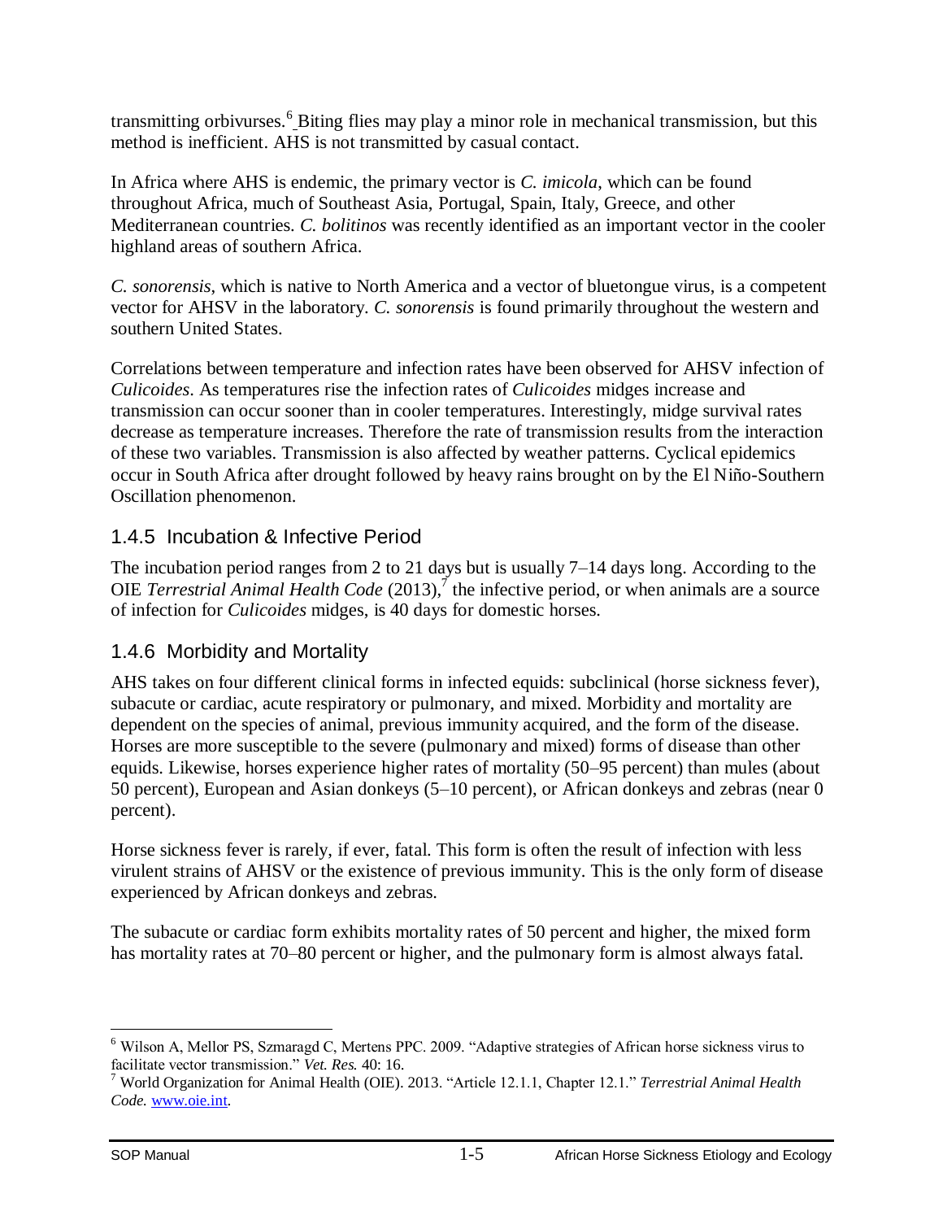transmitting orbivurses.[6] Biting flies may play a minor role in mechanical transmission, but this method is inefficient. AHS is not transmitted by casual contact.

In Africa where AHS is endemic, the primary vector is *C. imicola*, which can be found throughout Africa, much of Southeast Asia, Portugal, Spain, Italy, Greece, and other Mediterranean countries. *C. bolitinos* was recently identified as an important vector in the cooler highland areas of southern Africa.

*C. sonorensis*, which is native to North America and a vector of bluetongue virus, is a competent vector for AHSV in the laboratory. *C. sonorensis* is found primarily throughout the western and southern United States.

Correlations between temperature and infection rates have been observed for AHSV infection of *Culicoides*. As temperatures rise the infection rates of *Culicoides* midges increase and transmission can occur sooner than in cooler temperatures. Interestingly, midge survival rates decrease as temperature increases. Therefore the rate of transmission results from the interaction of these two variables. Transmission is also affected by weather patterns. Cyclical epidemics occur in South Africa after drought followed by heavy rains brought on by the El Niño-Southern Oscillation phenomenon.

### 1.4.5 Incubation & Infective Period

The incubation period ranges from 2 to 21 days but is usually 7–14 days long. According to the OIE *Terrestrial Animal Health Code* (2013),[7] the infective period, or when animals are a source of infection for *Culicoides* midges, is 40 days for domestic horses.

### 1.4.6 Morbidity and Mortality

AHS takes on four different clinical forms in infected equids: subclinical (horse sickness fever), subacute or cardiac, acute respiratory or pulmonary, and mixed. Morbidity and mortality are dependent on the species of animal, previous immunity acquired, and the form of the disease. Horses are more susceptible to the severe (pulmonary and mixed) forms of disease than other equids. Likewise, horses experience higher rates of mortality (50–95 percent) than mules (about 50 percent), European and Asian donkeys (5–10 percent), or African donkeys and zebras (near 0 percent).

Horse sickness fever is rarely, if ever, fatal. This form is often the result of infection with less virulent strains of AHSV or the existence of previous immunity. This is the only form of disease experienced by African donkeys and zebras.

The subacute or cardiac form exhibits mortality rates of 50 percent and higher, the mixed form has mortality rates at 70–80 percent or higher, and the pulmonary form is almost always fatal.

---

[6] Wilson A, Mellor PS, Szmaragd C, Mertens PPC. 2009. "Adaptive strategies of African horse sickness virus to facilitate vector transmission." *Vet. Res.* 40: 16.

[7] World Organization for Animal Health (OIE). 2013. "Article 12.1.1, Chapter 12.1." *Terrestrial Animal Health Code.* www.oie.int.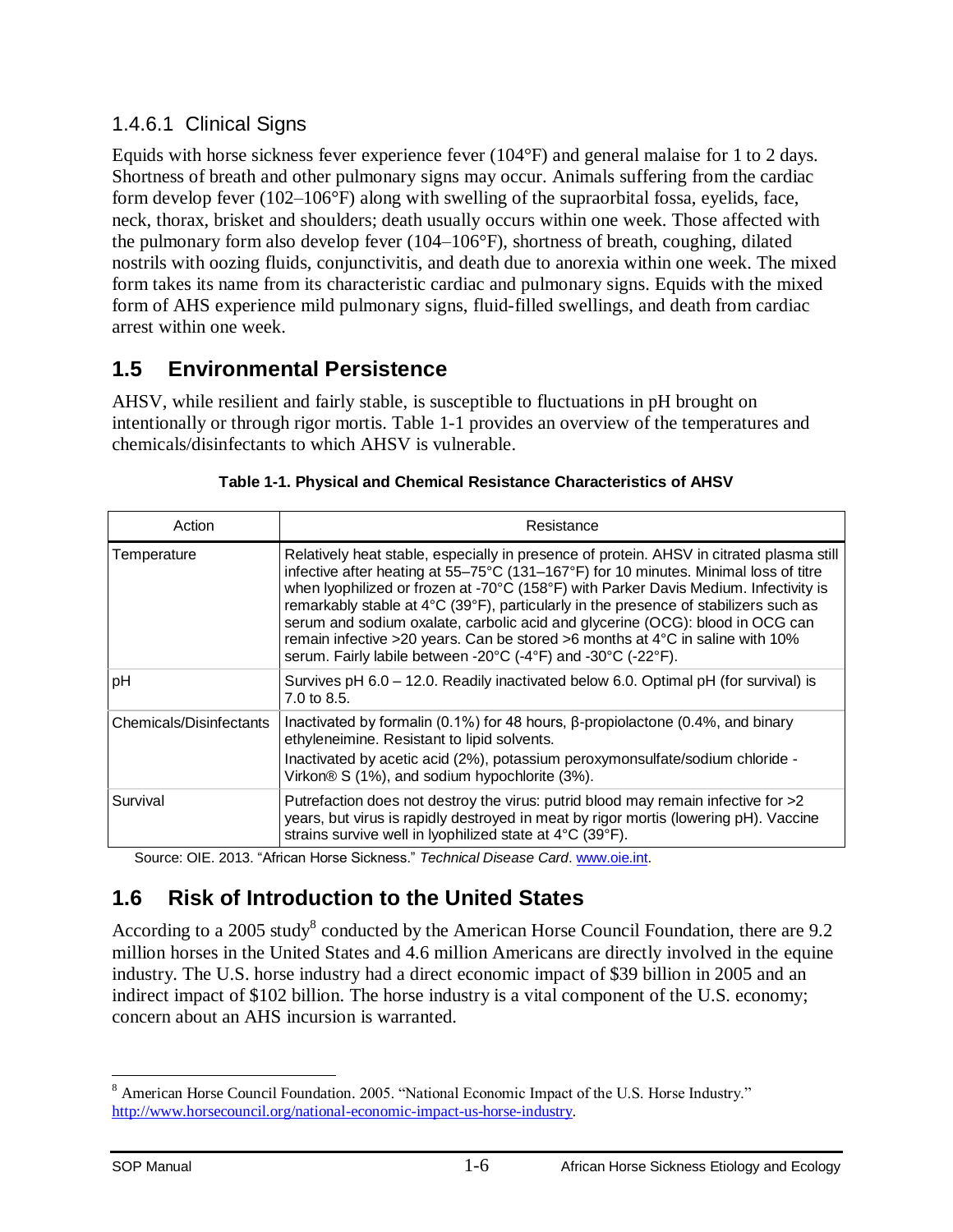### 1.4.6.1 Clinical Signs

Equids with horse sickness fever experience fever (104°F) and general malaise for 1 to 2 days. Shortness of breath and other pulmonary signs may occur. Animals suffering from the cardiac form develop fever (102–106°F) along with swelling of the supraorbital fossa, eyelids, face, neck, thorax, brisket and shoulders; death usually occurs within one week. Those affected with the pulmonary form also develop fever (104–106°F), shortness of breath, coughing, dilated nostrils with oozing fluids, conjunctivitis, and death due to anorexia within one week. The mixed form takes its name from its characteristic cardiac and pulmonary signs. Equids with the mixed form of AHS experience mild pulmonary signs, fluid-filled swellings, and death from cardiac arrest within one week.

## 1.5 Environmental Persistence

AHSV, while resilient and fairly stable, is susceptible to fluctuations in pH brought on intentionally or through rigor mortis. Table 1-1 provides an overview of the temperatures and chemicals/disinfectants to which AHSV is vulnerable.

**Table 1-1. Physical and Chemical Resistance Characteristics of AHSV**

| Action | Resistance |
|---|---|
| Temperature | Relatively heat stable, especially in presence of protein. AHSV in citrated plasma still infective after heating at 55–75°C (131–167°F) for 10 minutes. Minimal loss of titre when lyophilized or frozen at -70°C (158°F) with Parker Davis Medium. Infectivity is remarkably stable at 4°C (39°F), particularly in the presence of stabilizers such as serum and sodium oxalate, carbolic acid and glycerine (OCG): blood in OCG can remain infective >20 years. Can be stored >6 months at 4°C in saline with 10% serum. Fairly labile between -20°C (-4°F) and -30°C (-22°F). |
| pH | Survives pH 6.0 – 12.0. Readily inactivated below 6.0. Optimal pH (for survival) is 7.0 to 8.5. |
| Chemicals/Disinfectants | Inactivated by formalin (0.1%) for 48 hours, β-propiolactone (0.4%, and binary ethyleneimine. Resistant to lipid solvents.<br>Inactivated by acetic acid (2%), potassium peroxymonsulfate/sodium chloride - Virkon® S (1%), and sodium hypochlorite (3%). |
| Survival | Putrefaction does not destroy the virus: putrid blood may remain infective for >2 years, but virus is rapidly destroyed in meat by rigor mortis (lowering pH). Vaccine strains survive well in lyophilized state at 4°C (39°F). |

Source: OIE. 2013. "African Horse Sickness." *Technical Disease Card*. www.oie.int.

## 1.6 Risk of Introduction to the United States

According to a 2005 study[8] conducted by the American Horse Council Foundation, there are 9.2 million horses in the United States and 4.6 million Americans are directly involved in the equine industry. The U.S. horse industry had a direct economic impact of $39 billion in 2005 and an indirect impact of $102 billion. The horse industry is a vital component of the U.S. economy; concern about an AHS incursion is warranted.

[8] American Horse Council Foundation. 2005. "National Economic Impact of the U.S. Horse Industry." http://www.horsecouncil.org/national-economic-impact-us-horse-industry.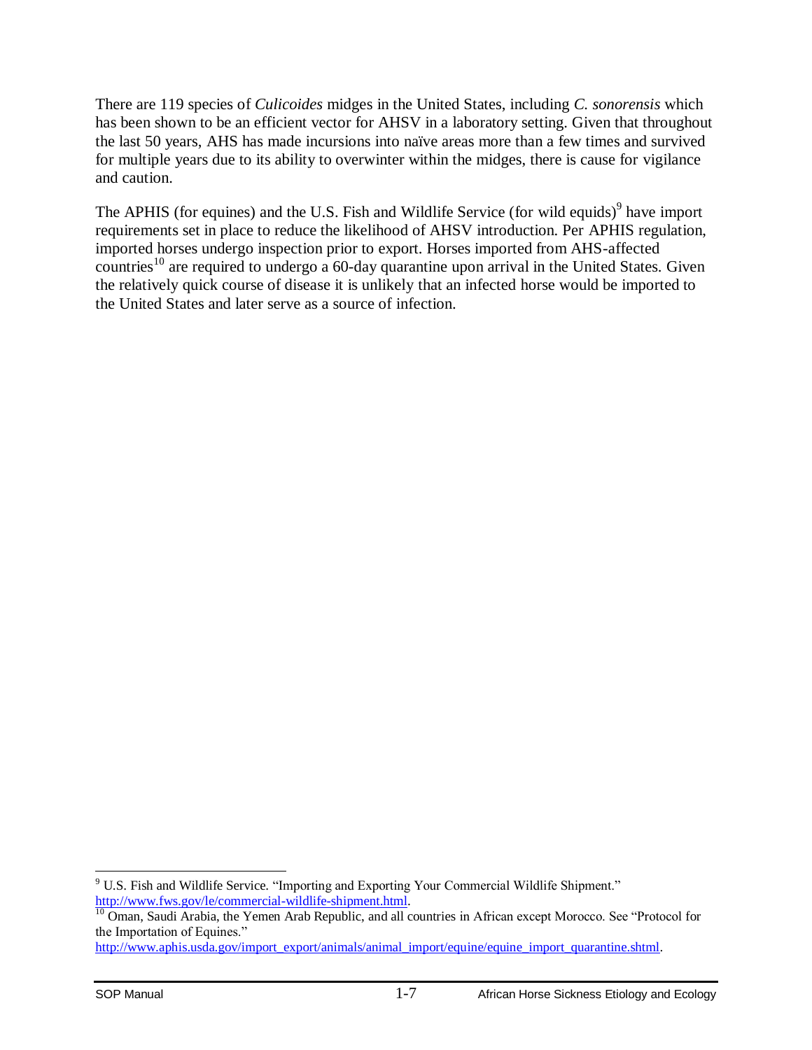There are 119 species of *Culicoides* midges in the United States, including *C. sonorensis* which has been shown to be an efficient vector for AHSV in a laboratory setting. Given that throughout the last 50 years, AHS has made incursions into naïve areas more than a few times and survived for multiple years due to its ability to overwinter within the midges, there is cause for vigilance and caution.

The APHIS (for equines) and the U.S. Fish and Wildlife Service (for wild equids)[9] have import requirements set in place to reduce the likelihood of AHSV introduction. Per APHIS regulation, imported horses undergo inspection prior to export. Horses imported from AHS-affected countries[10] are required to undergo a 60-day quarantine upon arrival in the United States. Given the relatively quick course of disease it is unlikely that an infected horse would be imported to the United States and later serve as a source of infection.

---

[9] U.S. Fish and Wildlife Service. "Importing and Exporting Your Commercial Wildlife Shipment." http://www.fws.gov/le/commercial-wildlife-shipment.html.

[10] Oman, Saudi Arabia, the Yemen Arab Republic, and all countries in African except Morocco. See "Protocol for the Importation of Equines." http://www.aphis.usda.gov/import_export/animals/animal_import/equine/equine_import_quarantine.shtml.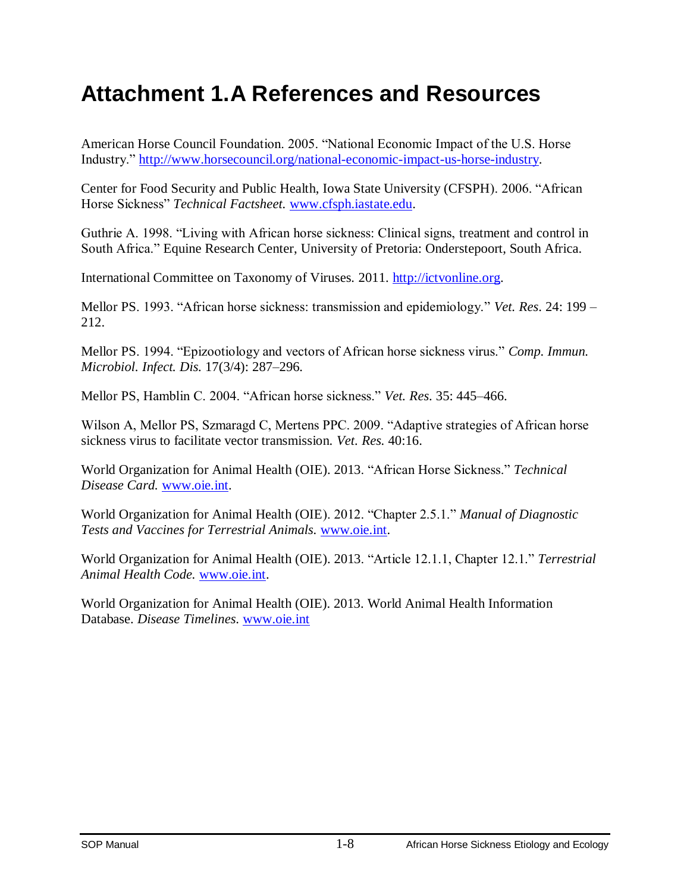# Attachment 1.A References and Resources

American Horse Council Foundation. 2005. "National Economic Impact of the U.S. Horse Industry." http://www.horsecouncil.org/national-economic-impact-us-horse-industry.

Center for Food Security and Public Health, Iowa State University (CFSPH). 2006. "African Horse Sickness" *Technical Factsheet.* www.cfsph.iastate.edu.

Guthrie A. 1998. "Living with African horse sickness: Clinical signs, treatment and control in South Africa." Equine Research Center, University of Pretoria: Onderstepoort, South Africa.

International Committee on Taxonomy of Viruses. 2011. http://ictvonline.org.

Mellor PS. 1993. "African horse sickness: transmission and epidemiology." *Vet. Res.* 24: 199 – 212.

Mellor PS. 1994. "Epizootiology and vectors of African horse sickness virus." *Comp. Immun. Microbiol. Infect. Dis.* 17(3/4): 287–296.

Mellor PS, Hamblin C. 2004. "African horse sickness." *Vet. Res.* 35: 445–466.

Wilson A, Mellor PS, Szmaragd C, Mertens PPC. 2009. "Adaptive strategies of African horse sickness virus to facilitate vector transmission. *Vet. Res.* 40:16.

World Organization for Animal Health (OIE). 2013. "African Horse Sickness." *Technical Disease Card.* www.oie.int.

World Organization for Animal Health (OIE). 2012. "Chapter 2.5.1." *Manual of Diagnostic Tests and Vaccines for Terrestrial Animals.* www.oie.int.

World Organization for Animal Health (OIE). 2013. "Article 12.1.1, Chapter 12.1." *Terrestrial Animal Health Code.* www.oie.int.

World Organization for Animal Health (OIE). 2013. World Animal Health Information Database. *Disease Timelines.* www.oie.int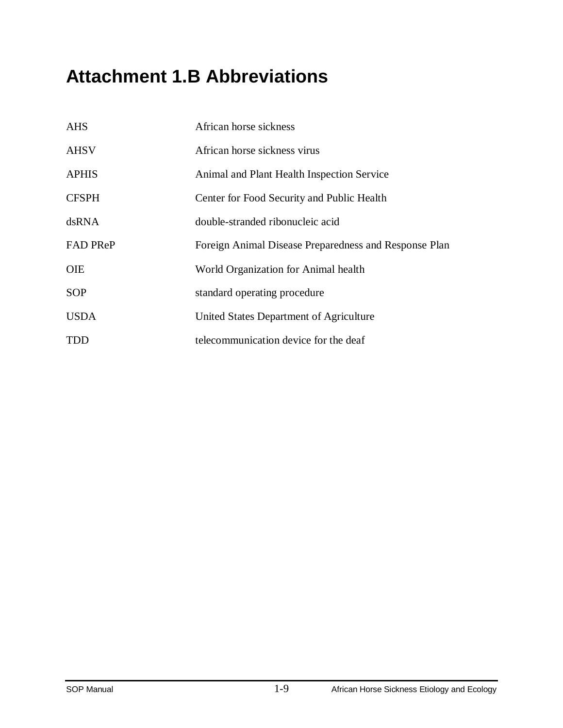# Attachment 1.B Abbreviations

| | |
|---|---|
| AHS | African horse sickness |
| AHSV | African horse sickness virus |
| APHIS | Animal and Plant Health Inspection Service |
| CFSPH | Center for Food Security and Public Health |
| dsRNA | double-stranded ribonucleic acid |
| FAD PReP | Foreign Animal Disease Preparedness and Response Plan |
| OIE | World Organization for Animal health |
| SOP | standard operating procedure |
| USDA | United States Department of Agriculture |
| TDD | telecommunication device for the deaf |